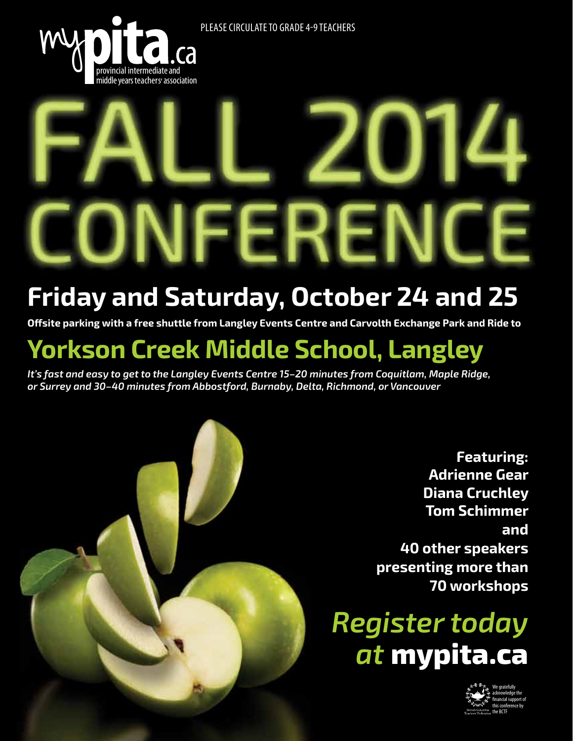PLEASE CIRCULATE TO GRADE 4-9 TEACHERS

mypita.ca
provincial intermediate and middle years teachers' association

# FALL 2014 CONFERENCE

## Friday and Saturday, October 24 and 25

**Offsite parking with a free shuttle from Langley Events Centre and Carvolth Exchange Park and Ride to**

## Yorkson Creek Middle School, Langley

*It's fast and easy to get to the Langley Events Centre 15–20 minutes from Coquitlam, Maple Ridge, or Surrey and 30–40 minutes from Abbostford, Burnaby, Delta, Richmond, or Vancouver*

**Featuring:**
**Adrienne Gear**
**Diana Cruchley**
**Tom Schimmer**
**and**
**40 other speakers presenting more than 70 workshops**

## *Register today at* mypita.ca

We gratefully acknowledge the financial support of this conference by the BCTF

British Columbia Teachers' Federation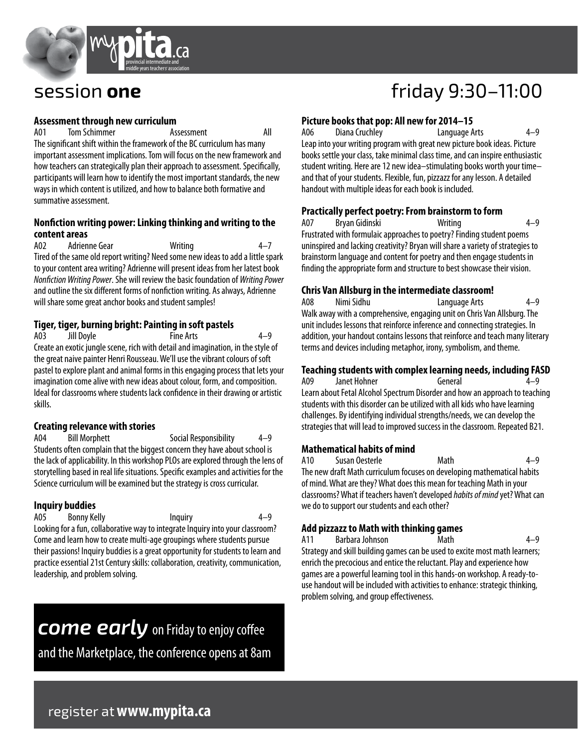# session **one** friday 9:30–11:00

### Assessment through new curriculum

A01 Tom Schimmer Assessment All

The significant shift within the framework of the BC curriculum has many important assessment implications. Tom will focus on the new framework and how teachers can strategically plan their approach to assessment. Specifically, participants will learn how to identify the most important standards, the new ways in which content is utilized, and how to balance both formative and summative assessment.

### Nonfiction writing power: Linking thinking and writing to the content areas

A02 Adrienne Gear Writing 4–7

Tired of the same old report writing? Need some new ideas to add a little spark to your content area writing? Adrienne will present ideas from her latest book *Nonfiction Writing Power*. She will review the basic foundation of *Writing Power* and outline the six different forms of nonfiction writing. As always, Adrienne will share some great anchor books and student samples!

### Tiger, tiger, burning bright: Painting in soft pastels

A03 Jill Doyle Fine Arts 4–9

Create an exotic jungle scene, rich with detail and imagination, in the style of the great naive painter Henri Rousseau. We'll use the vibrant colours of soft pastel to explore plant and animal forms in this engaging process that lets your imagination come alive with new ideas about colour, form, and composition. Ideal for classrooms where students lack confidence in their drawing or artistic skills.

### Creating relevance with stories

A04 Bill Morphett Social Responsibility 4–9

Students often complain that the biggest concern they have about school is the lack of applicability. In this workshop PLOs are explored through the lens of storytelling based in real life situations. Specific examples and activities for the Science curriculum will be examined but the strategy is cross curricular.

### Inquiry buddies

A05 Bonny Kelly Inquiry 4–9

Looking for a fun, collaborative way to integrate Inquiry into your classroom? Come and learn how to create multi-age groupings where students pursue their passions! Inquiry buddies is a great opportunity for students to learn and practice essential 21st Century skills: collaboration, creativity, communication, leadership, and problem solving.

### Picture books that pop: All new for 2014–15

A06 Diana Cruchley Language Arts 4–9

Leap into your writing program with great new picture book ideas. Picture books settle your class, take minimal class time, and can inspire enthusiastic student writing. Here are 12 new idea–stimulating books worth your time–and that of your students. Flexible, fun, pizzazz for any lesson. A detailed handout with multiple ideas for each book is included.

### Practically perfect poetry: From brainstorm to form

A07 Bryan Gidinski Writing 4–9

Frustrated with formulaic approaches to poetry? Finding student poems uninspired and lacking creativity? Bryan will share a variety of strategies to brainstorm language and content for poetry and then engage students in finding the appropriate form and structure to best showcase their vision.

### Chris Van Allsburg in the intermediate classroom!

A08 Nimi Sidhu Language Arts 4–9

Walk away with a comprehensive, engaging unit on Chris Van Allsburg. The unit includes lessons that reinforce inference and connecting strategies. In addition, your handout contains lessons that reinforce and teach many literary terms and devices including metaphor, irony, symbolism, and theme.

### Teaching students with complex learning needs, including FASD

A09 Janet Hohner General 4–9

Learn about Fetal Alcohol Spectrum Disorder and how an approach to teaching students with this disorder can be utilized with all kids who have learning challenges. By identifying individual strengths/needs, we can develop the strategies that will lead to improved success in the classroom. Repeated B21.

### Mathematical habits of mind

A10 Susan Oesterle Math 4–9

The new draft Math curriculum focuses on developing mathematical habits of mind. What are they? What does this mean for teaching Math in your classrooms? What if teachers haven't developed *habits of mind* yet? What can we do to support our students and each other?

### Add pizzazz to Math with thinking games

A11 Barbara Johnson Math 4–9

Strategy and skill building games can be used to excite most math learners; enrich the precocious and entice the reluctant. Play and experience how games are a powerful learning tool in this hands-on workshop. A ready-to-use handout will be included with activities to enhance: strategic thinking, problem solving, and group effectiveness.

***come early*** on Friday to enjoy coffee and the Marketplace, the conference opens at 8am

register at **www.mypita.ca**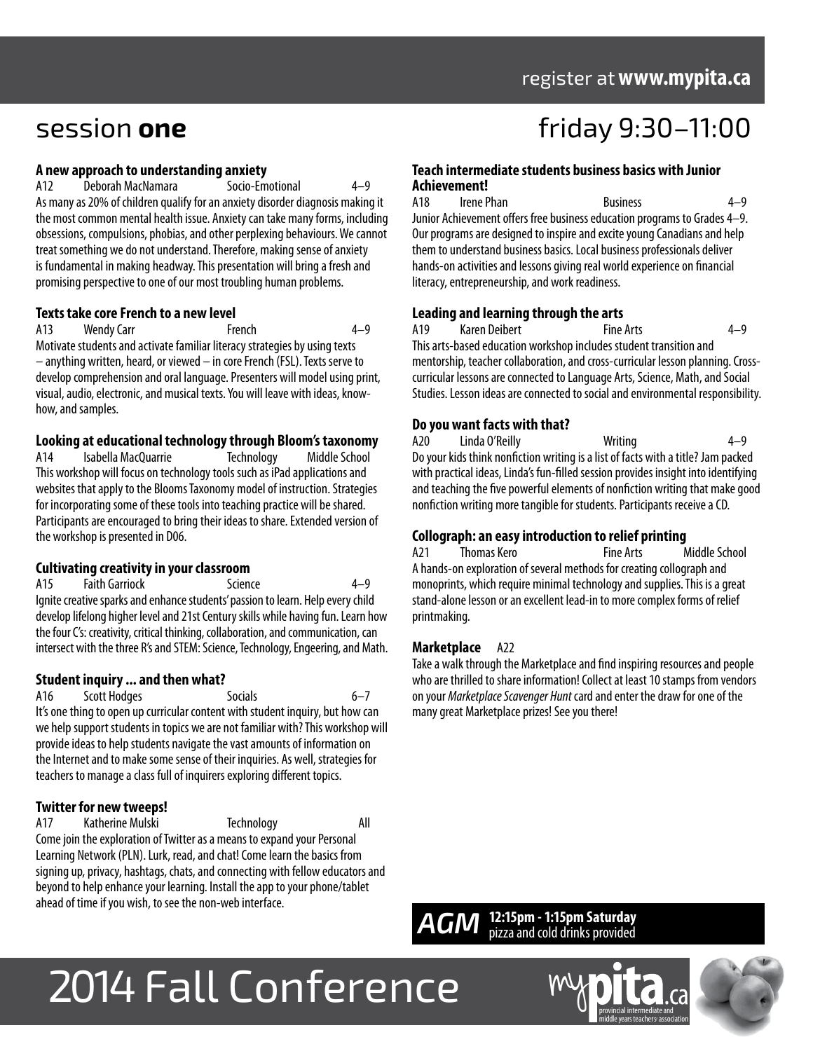register at **www.mypita.ca**

## session **one** friday 9:30–11:00

### A new approach to understanding anxiety

A12 Deborah MacNamara Socio-Emotional 4–9

As many as 20% of children qualify for an anxiety disorder diagnosis making it the most common mental health issue. Anxiety can take many forms, including obsessions, compulsions, phobias, and other perplexing behaviours. We cannot treat something we do not understand. Therefore, making sense of anxiety is fundamental in making headway. This presentation will bring a fresh and promising perspective to one of our most troubling human problems.

### Texts take core French to a new level

A13 Wendy Carr French 4–9

Motivate students and activate familiar literacy strategies by using texts – anything written, heard, or viewed – in core French (FSL). Texts serve to develop comprehension and oral language. Presenters will model using print, visual, audio, electronic, and musical texts. You will leave with ideas, know-how, and samples.

### Looking at educational technology through Bloom's taxonomy

A14 Isabella MacQuarrie Technology Middle School

This workshop will focus on technology tools such as iPad applications and websites that apply to the Blooms Taxonomy model of instruction. Strategies for incorporating some of these tools into teaching practice will be shared. Participants are encouraged to bring their ideas to share. Extended version of the workshop is presented in D06.

### Cultivating creativity in your classroom

A15 Faith Garriock Science 4–9

Ignite creative sparks and enhance students' passion to learn. Help every child develop lifelong higher level and 21st Century skills while having fun. Learn how the four C's: creativity, critical thinking, collaboration, and communication, can intersect with the three R's and STEM: Science, Technology, Engeering, and Math.

### Student inquiry ... and then what?

A16 Scott Hodges Socials 6–7

It's one thing to open up curricular content with student inquiry, but how can we help support students in topics we are not familiar with? This workshop will provide ideas to help students navigate the vast amounts of information on the Internet and to make some sense of their inquiries. As well, strategies for teachers to manage a class full of inquirers exploring different topics.

### Twitter for new tweeps!

A17 Katherine Mulski Technology All

Come join the exploration of Twitter as a means to expand your Personal Learning Network (PLN). Lurk, read, and chat! Come learn the basics from signing up, privacy, hashtags, chats, and connecting with fellow educators and beyond to help enhance your learning. Install the app to your phone/tablet ahead of time if you wish, to see the non-web interface.

### Teach intermediate students business basics with Junior Achievement!

A18 Irene Phan Business 4–9

Junior Achievement offers free business education programs to Grades 4–9. Our programs are designed to inspire and excite young Canadians and help them to understand business basics. Local business professionals deliver hands-on activities and lessons giving real world experience on financial literacy, entrepreneurship, and work readiness.

### Leading and learning through the arts

A19 Karen Deibert Fine Arts 4–9

This arts-based education workshop includes student transition and mentorship, teacher collaboration, and cross-curricular lesson planning. Cross-curricular lessons are connected to Language Arts, Science, Math, and Social Studies. Lesson ideas are connected to social and environmental responsibility.

### Do you want facts with that?

A20 Linda O'Reilly Writing 4–9

Do your kids think nonfiction writing is a list of facts with a title? Jam packed with practical ideas, Linda's fun-filled session provides insight into identifying and teaching the five powerful elements of nonfiction writing that make good nonfiction writing more tangible for students. Participants receive a CD.

### Collograph: an easy introduction to relief printing

A21 Thomas Kero Fine Arts Middle School

A hands-on exploration of several methods for creating collograph and monoprints, which require minimal technology and supplies. This is a great stand-alone lesson or an excellent lead-in to more complex forms of relief printmaking.

### Marketplace A22

Take a walk through the Marketplace and find inspiring resources and people who are thrilled to share information! Collect at least 10 stamps from vendors on your *Marketplace Scavenger Hunt* card and enter the draw for one of the many great Marketplace prizes! See you there!

***AGM*** **12:15pm - 1:15pm Saturday**
pizza and cold drinks provided

2014 Fall Conference

mypita.ca
provincial intermediate and middle years teachers' association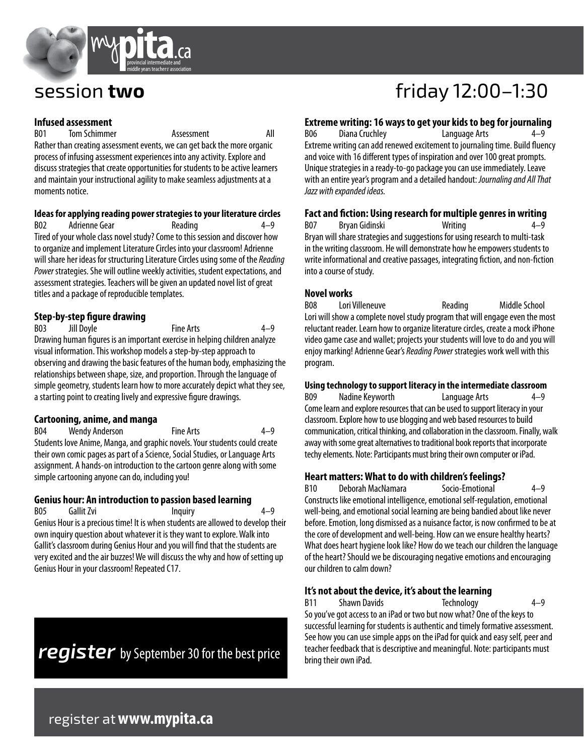# session **two**

# friday 12:00–1:30

### Infused assessment

B01 Tom Schimmer Assessment All

Rather than creating assessment events, we can get back the more organic process of infusing assessment experiences into any activity. Explore and discuss strategies that create opportunities for students to be active learners and maintain your instructional agility to make seamless adjustments at a moments notice.

### Ideas for applying reading power strategies to your literature circles

B02 Adrienne Gear Reading 4–9

Tired of your whole class novel study? Come to this session and discover how to organize and implement Literature Circles into your classroom! Adrienne will share her ideas for structuring Literature Circles using some of the *Reading Power* strategies. She will outline weekly activities, student expectations, and assessment strategies. Teachers will be given an updated novel list of great titles and a package of reproducible templates.

### Step-by-step figure drawing

B03 Jill Doyle Fine Arts 4–9

Drawing human figures is an important exercise in helping children analyze visual information. This workshop models a step-by-step approach to observing and drawing the basic features of the human body, emphasizing the relationships between shape, size, and proportion. Through the language of simple geometry, students learn how to more accurately depict what they see, a starting point to creating lively and expressive figure drawings.

### Cartooning, anime, and manga

B04 Wendy Anderson Fine Arts 4–9

Students love Anime, Manga, and graphic novels. Your students could create their own comic pages as part of a Science, Social Studies, or Language Arts assignment. A hands-on introduction to the cartoon genre along with some simple cartooning anyone can do, including you!

### Genius hour: An introduction to passion based learning

B05 Gallit Zvi Inquiry 4–9

Genius Hour is a precious time! It is when students are allowed to develop their own inquiry question about whatever it is they want to explore. Walk into Gallit's classroom during Genius Hour and you will find that the students are very excited and the air buzzes! We will discuss the why and how of setting up Genius Hour in your classroom! Repeated C17.

***register*** by September 30 for the best price

### Extreme writing: 16 ways to get your kids to beg for journaling

B06 Diana Cruchley Language Arts 4–9

Extreme writing can add renewed excitement to journaling time. Build fluency and voice with 16 different types of inspiration and over 100 great prompts. Unique strategies in a ready-to-go package you can use immediately. Leave with an entire year's program and a detailed handout: *Journaling and All That Jazz with expanded ideas.*

### Fact and fiction: Using research for multiple genres in writing

B07 Bryan Gidinski Writing 4–9

Bryan will share strategies and suggestions for using research to multi-task in the writing classroom. He will demonstrate how he empowers students to write informational and creative passages, integrating fiction, and non-fiction into a course of study.

### Novel works

B08 Lori Villeneuve Reading Middle School

Lori will show a complete novel study program that will engage even the most reluctant reader. Learn how to organize literature circles, create a mock iPhone video game case and wallet; projects your students will love to do and you will enjoy marking! Adrienne Gear's *Reading Power* strategies work well with this program.

### Using technology to support literacy in the intermediate classroom

B09 Nadine Keyworth Language Arts 4–9

Come learn and explore resources that can be used to support literacy in your classroom. Explore how to use blogging and web based resources to build communication, critical thinking, and collaboration in the classroom. Finally, walk away with some great alternatives to traditional book reports that incorporate techy elements. Note: Participants must bring their own computer or iPad.

### Heart matters: What to do with children's feelings?

B10 Deborah MacNamara Socio-Emotional 4–9

Constructs like emotional intelligence, emotional self-regulation, emotional well-being, and emotional social learning are being bandied about like never before. Emotion, long dismissed as a nuisance factor, is now confirmed to be at the core of development and well-being. How can we ensure healthy hearts? What does heart hygiene look like? How do we teach our children the language of the heart? Should we be discouraging negative emotions and encouraging our children to calm down?

### It's not about the device, it's about the learning

B11 Shawn Davids Technology 4–9

So you've got access to an iPad or two but now what? One of the keys to successful learning for students is authentic and timely formative assessment. See how you can use simple apps on the iPad for quick and easy self, peer and teacher feedback that is descriptive and meaningful. Note: participants must bring their own iPad.

register at **www.mypita.ca**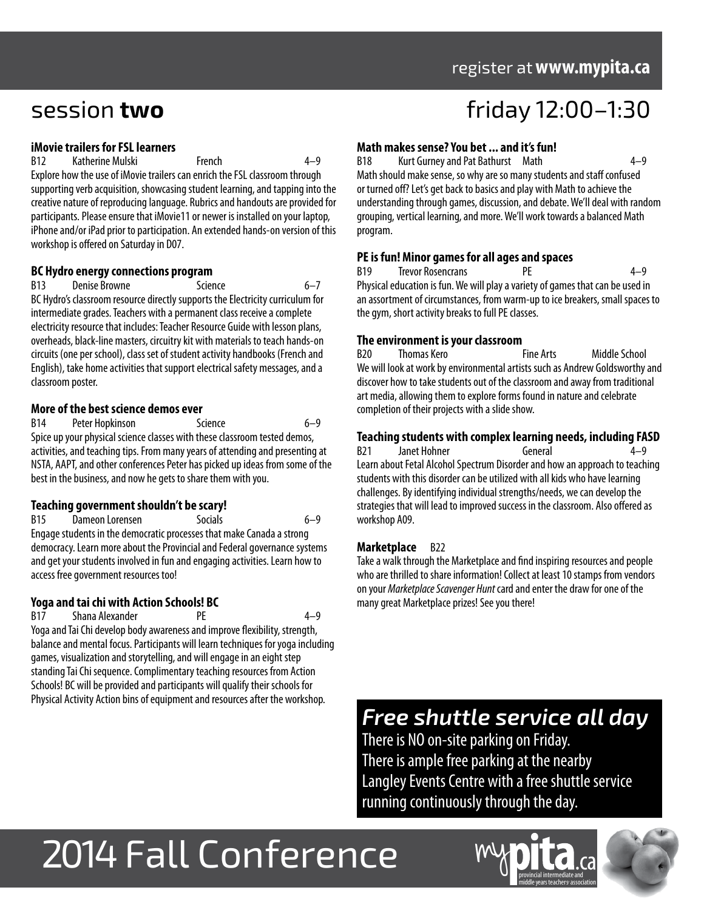## session **two** — friday 12:00–1:30

### iMovie trailers for FSL learners

B12 Katherine Mulski French 4–9

Explore how the use of iMovie trailers can enrich the FSL classroom through supporting verb acquisition, showcasing student learning, and tapping into the creative nature of reproducing language. Rubrics and handouts are provided for participants. Please ensure that iMovie11 or newer is installed on your laptop, iPhone and/or iPad prior to participation. An extended hands-on version of this workshop is offered on Saturday in D07.

### BC Hydro energy connections program

B13 Denise Browne Science 6–7

BC Hydro's classroom resource directly supports the Electricity curriculum for intermediate grades. Teachers with a permanent class receive a complete electricity resource that includes: Teacher Resource Guide with lesson plans, overheads, black-line masters, circuitry kit with materials to teach hands-on circuits (one per school), class set of student activity handbooks (French and English), take home activities that support electrical safety messages, and a classroom poster.

### More of the best science demos ever

B14 Peter Hopkinson Science 6–9

Spice up your physical science classes with these classroom tested demos, activities, and teaching tips. From many years of attending and presenting at NSTA, AAPT, and other conferences Peter has picked up ideas from some of the best in the business, and now he gets to share them with you.

### Teaching government shouldn't be scary!

B15 Dameon Lorensen Socials 6–9

Engage students in the democratic processes that make Canada a strong democracy. Learn more about the Provincial and Federal governance systems and get your students involved in fun and engaging activities. Learn how to access free government resources too!

### Yoga and tai chi with Action Schools! BC

B17 Shana Alexander PE 4–9

Yoga and Tai Chi develop body awareness and improve flexibility, strength, balance and mental focus. Participants will learn techniques for yoga including games, visualization and storytelling, and will engage in an eight step standing Tai Chi sequence. Complimentary teaching resources from Action Schools! BC will be provided and participants will qualify their schools for Physical Activity Action bins of equipment and resources after the workshop.

### Math makes sense? You bet ... and it's fun!

B18 Kurt Gurney and Pat Bathurst Math 4–9

Math should make sense, so why are so many students and staff confused or turned off? Let's get back to basics and play with Math to achieve the understanding through games, discussion, and debate. We'll deal with random grouping, vertical learning, and more. We'll work towards a balanced Math program.

### PE is fun! Minor games for all ages and spaces

B19 Trevor Rosencrans PE 4–9

Physical education is fun. We will play a variety of games that can be used in an assortment of circumstances, from warm-up to ice breakers, small spaces to the gym, short activity breaks to full PE classes.

### The environment is your classroom

B20 Thomas Kero Fine Arts Middle School

We will look at work by environmental artists such as Andrew Goldsworthy and discover how to take students out of the classroom and away from traditional art media, allowing them to explore forms found in nature and celebrate completion of their projects with a slide show.

### Teaching students with complex learning needs, including FASD

B21 Janet Hohner General 4–9

Learn about Fetal Alcohol Spectrum Disorder and how an approach to teaching students with this disorder can be utilized with all kids who have learning challenges. By identifying individual strengths/needs, we can develop the strategies that will lead to improved success in the classroom. Also offered as workshop A09.

### Marketplace B22

Take a walk through the Marketplace and find inspiring resources and people who are thrilled to share information! Collect at least 10 stamps from vendors on your *Marketplace Scavenger Hunt* card and enter the draw for one of the many great Marketplace prizes! See you there!

### *Free shuttle service all day*

There is NO on-site parking on Friday.
There is ample free parking at the nearby Langley Events Centre with a free shuttle service running continuously through the day.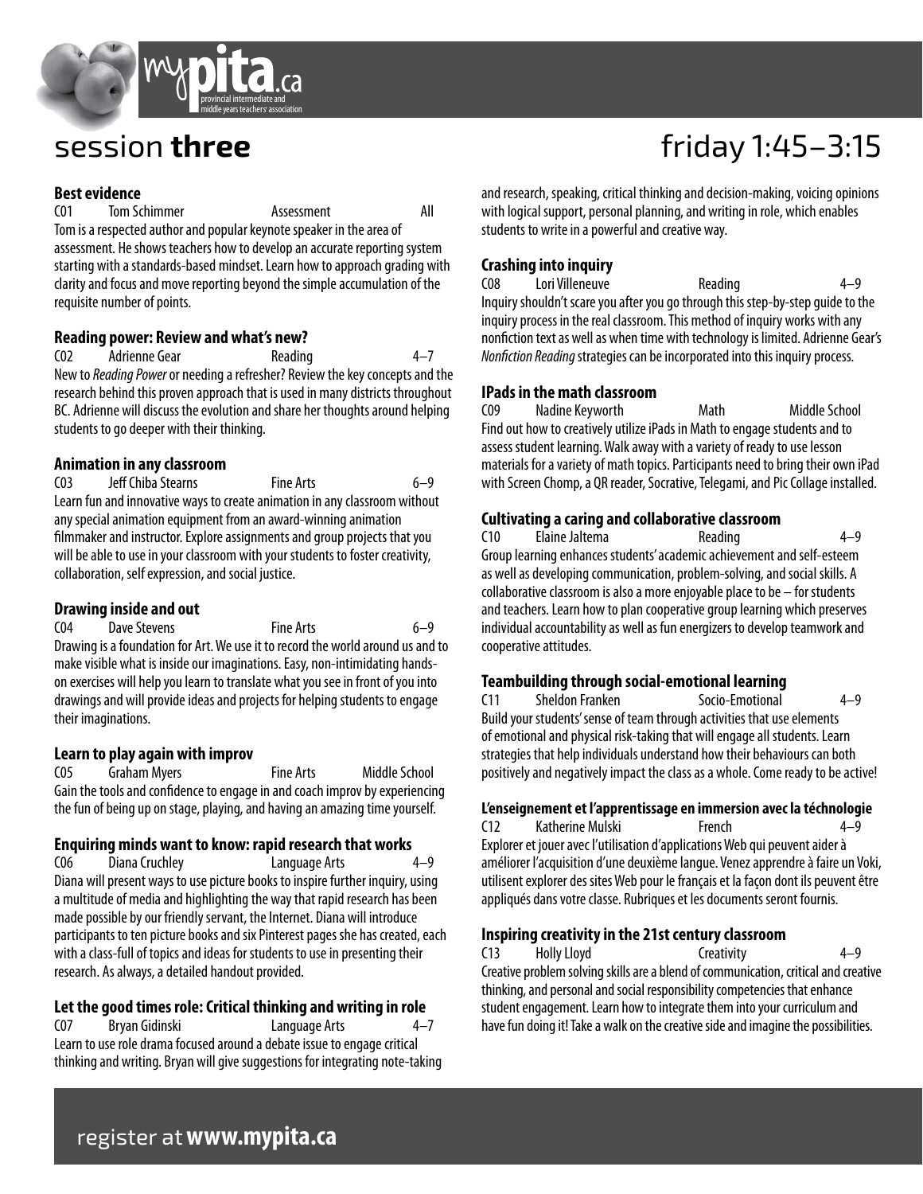# session **three**

## friday 1:45–3:15

### Best evidence

C01 Tom Schimmer Assessment All

Tom is a respected author and popular keynote speaker in the area of assessment. He shows teachers how to develop an accurate reporting system starting with a standards-based mindset. Learn how to approach grading with clarity and focus and move reporting beyond the simple accumulation of the requisite number of points.

### Reading power: Review and what's new?

C02 Adrienne Gear Reading 4–7

New to *Reading Power* or needing a refresher? Review the key concepts and the research behind this proven approach that is used in many districts throughout BC. Adrienne will discuss the evolution and share her thoughts around helping students to go deeper with their thinking.

### Animation in any classroom

C03 Jeff Chiba Stearns Fine Arts 6–9

Learn fun and innovative ways to create animation in any classroom without any special animation equipment from an award-winning animation filmmaker and instructor. Explore assignments and group projects that you will be able to use in your classroom with your students to foster creativity, collaboration, self expression, and social justice.

### Drawing inside and out

C04 Dave Stevens Fine Arts 6–9

Drawing is a foundation for Art. We use it to record the world around us and to make visible what is inside our imaginations. Easy, non-intimidating hands-on exercises will help you learn to translate what you see in front of you into drawings and will provide ideas and projects for helping students to engage their imaginations.

### Learn to play again with improv

C05 Graham Myers Fine Arts Middle School

Gain the tools and confidence to engage in and coach improv by experiencing the fun of being up on stage, playing, and having an amazing time yourself.

### Enquiring minds want to know: rapid research that works

C06 Diana Cruchley Language Arts 4–9

Diana will present ways to use picture books to inspire further inquiry, using a multitude of media and highlighting the way that rapid research has been made possible by our friendly servant, the Internet. Diana will introduce participants to ten picture books and six Pinterest pages she has created, each with a class-full of topics and ideas for students to use in presenting their research. As always, a detailed handout provided.

### Let the good times role: Critical thinking and writing in role

C07 Bryan Gidinski Language Arts 4–7

Learn to use role drama focused around a debate issue to engage critical thinking and writing. Bryan will give suggestions for integrating note-taking and research, speaking, critical thinking and decision-making, voicing opinions with logical support, personal planning, and writing in role, which enables students to write in a powerful and creative way.

### Crashing into inquiry

C08 Lori Villeneuve Reading 4–9

Inquiry shouldn't scare you after you go through this step-by-step guide to the inquiry process in the real classroom. This method of inquiry works with any nonfiction text as well as when time with technology is limited. Adrienne Gear's *Nonfiction Reading* strategies can be incorporated into this inquiry process.

### IPads in the math classroom

C09 Nadine Keyworth Math Middle School

Find out how to creatively utilize iPads in Math to engage students and to assess student learning. Walk away with a variety of ready to use lesson materials for a variety of math topics. Participants need to bring their own iPad with Screen Chomp, a QR reader, Socrative, Telegami, and Pic Collage installed.

### Cultivating a caring and collaborative classroom

C10 Elaine Jaltema Reading 4–9

Group learning enhances students' academic achievement and self-esteem as well as developing communication, problem-solving, and social skills. A collaborative classroom is also a more enjoyable place to be – for students and teachers. Learn how to plan cooperative group learning which preserves individual accountability as well as fun energizers to develop teamwork and cooperative attitudes.

### Teambuilding through social-emotional learning

C11 Sheldon Franken Socio-Emotional 4–9

Build your students' sense of team through activities that use elements of emotional and physical risk-taking that will engage all students. Learn strategies that help individuals understand how their behaviours can both positively and negatively impact the class as a whole. Come ready to be active!

### L'enseignement et l'apprentissage en immersion avec la téchnologie

C12 Katherine Mulski French 4–9

Explorer et jouer avec l'utilisation d'applications Web qui peuvent aider à améliorer l'acquisition d'une deuxième langue. Venez apprendre à faire un Voki, utilisent explorer des sites Web pour le français et la façon dont ils peuvent être appliqués dans votre classe. Rubriques et les documents seront fournis.

### Inspiring creativity in the 21st century classroom

C13 Holly Lloyd Creativity 4–9

Creative problem solving skills are a blend of communication, critical and creative thinking, and personal and social responsibility competencies that enhance student engagement. Learn how to integrate them into your curriculum and have fun doing it! Take a walk on the creative side and imagine the possibilities.

register at **www.mypita.ca**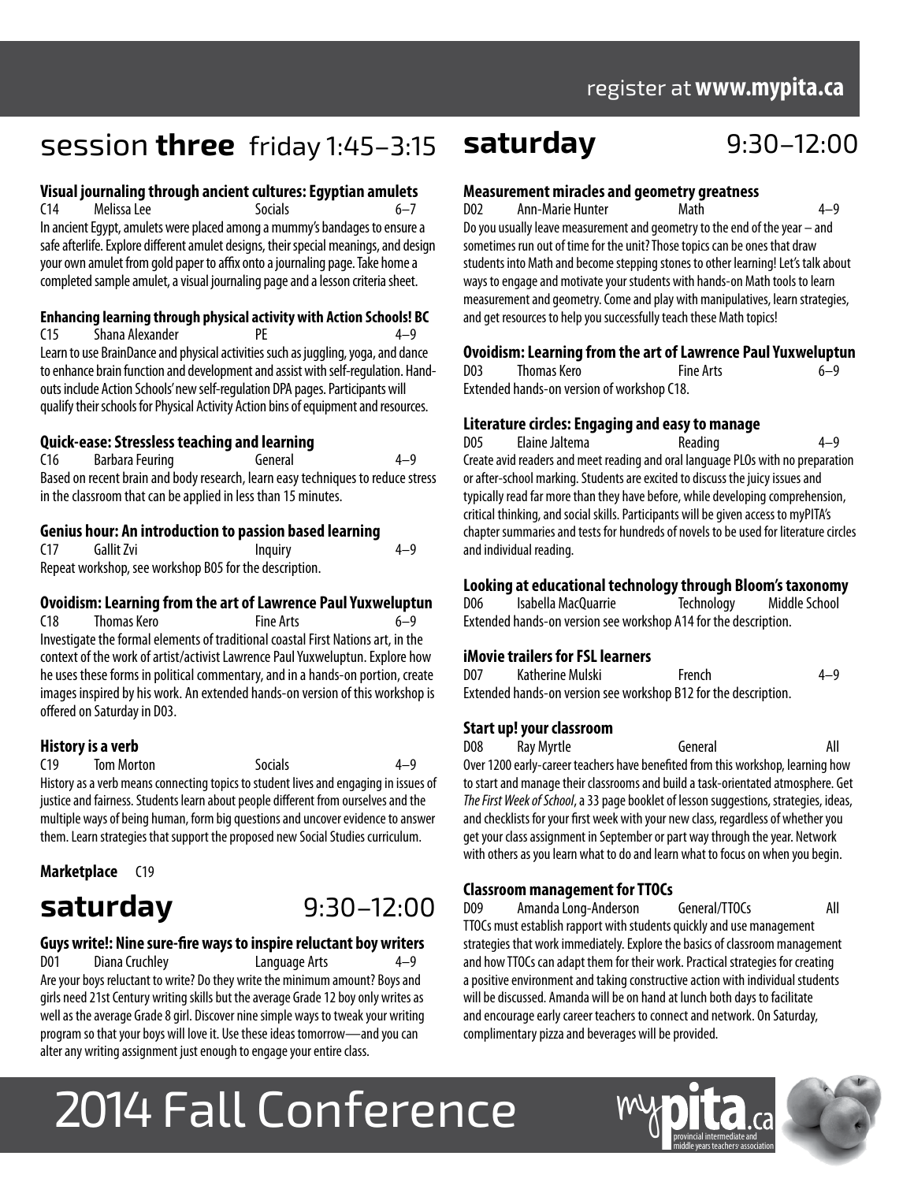## session three friday 1:45–3:15

### Visual journaling through ancient cultures: Egyptian amulets

C14 Melissa Lee Socials 6–7

In ancient Egypt, amulets were placed among a mummy's bandages to ensure a safe afterlife. Explore different amulet designs, their special meanings, and design your own amulet from gold paper to affix onto a journaling page. Take home a completed sample amulet, a visual journaling page and a lesson criteria sheet.

### Enhancing learning through physical activity with Action Schools! BC

C15 Shana Alexander PE 4–9

Learn to use BrainDance and physical activities such as juggling, yoga, and dance to enhance brain function and development and assist with self-regulation. Handouts include Action Schools' new self-regulation DPA pages. Participants will qualify their schools for Physical Activity Action bins of equipment and resources.

### Quick-ease: Stressless teaching and learning

C16 Barbara Feuring General 4–9

Based on recent brain and body research, learn easy techniques to reduce stress in the classroom that can be applied in less than 15 minutes.

### Genius hour: An introduction to passion based learning

C17 Gallit Zvi Inquiry 4–9

Repeat workshop, see workshop B05 for the description.

### Ovoidism: Learning from the art of Lawrence Paul Yuxweluptun

C18 Thomas Kero Fine Arts 6–9

Investigate the formal elements of traditional coastal First Nations art, in the context of the work of artist/activist Lawrence Paul Yuxweluptun. Explore how he uses these forms in political commentary, and in a hands-on portion, create images inspired by his work. An extended hands-on version of this workshop is offered on Saturday in D03.

### History is a verb

C19 Tom Morton Socials 4–9

History as a verb means connecting topics to student lives and engaging in issues of justice and fairness. Students learn about people different from ourselves and the multiple ways of being human, form big questions and uncover evidence to answer them. Learn strategies that support the proposed new Social Studies curriculum.

**Marketplace** C19

## saturday 9:30–12:00

### Guys write!: Nine sure-fire ways to inspire reluctant boy writers

D01 Diana Cruchley Language Arts 4–9

Are your boys reluctant to write? Do they write the minimum amount? Boys and girls need 21st Century writing skills but the average Grade 12 boy only writes as well as the average Grade 8 girl. Discover nine simple ways to tweak your writing program so that your boys will love it. Use these ideas tomorrow—and you can alter any writing assignment just enough to engage your entire class.

### Measurement miracles and geometry greatness

D02 Ann-Marie Hunter Math 4–9

Do you usually leave measurement and geometry to the end of the year – and sometimes run out of time for the unit? Those topics can be ones that draw students into Math and become stepping stones to other learning! Let's talk about ways to engage and motivate your students with hands-on Math tools to learn measurement and geometry. Come and play with manipulatives, learn strategies, and get resources to help you successfully teach these Math topics!

### Ovoidism: Learning from the art of Lawrence Paul Yuxweluptun

D03 Thomas Kero Fine Arts 6–9

Extended hands-on version of workshop C18.

### Literature circles: Engaging and easy to manage

D05 Elaine Jaltema Reading 4–9

Create avid readers and meet reading and oral language PLOs with no preparation or after-school marking. Students are excited to discuss the juicy issues and typically read far more than they have before, while developing comprehension, critical thinking, and social skills. Participants will be given access to myPITA's chapter summaries and tests for hundreds of novels to be used for literature circles and individual reading.

### Looking at educational technology through Bloom's taxonomy

D06 Isabella MacQuarrie Technology Middle School

Extended hands-on version see workshop A14 for the description.

### iMovie trailers for FSL learners

D07 Katherine Mulski French 4–9

Extended hands-on version see workshop B12 for the description.

### Start up! your classroom

D08 Ray Myrtle General All

Over 1200 early-career teachers have benefited from this workshop, learning how to start and manage their classrooms and build a task-orientated atmosphere. Get *The First Week of School*, a 33 page booklet of lesson suggestions, strategies, ideas, and checklists for your first week with your new class, regardless of whether you get your class assignment in September or part way through the year. Network with others as you learn what to do and learn what to focus on when you begin.

### Classroom management for TTOCs

D09 Amanda Long-Anderson General/TTOCs All

TTOCs must establish rapport with students quickly and use management strategies that work immediately. Explore the basics of classroom management and how TTOCs can adapt them for their work. Practical strategies for creating a positive environment and taking constructive action with individual students will be discussed. Amanda will be on hand at lunch both days to facilitate and encourage early career teachers to connect and network. On Saturday, complimentary pizza and beverages will be provided.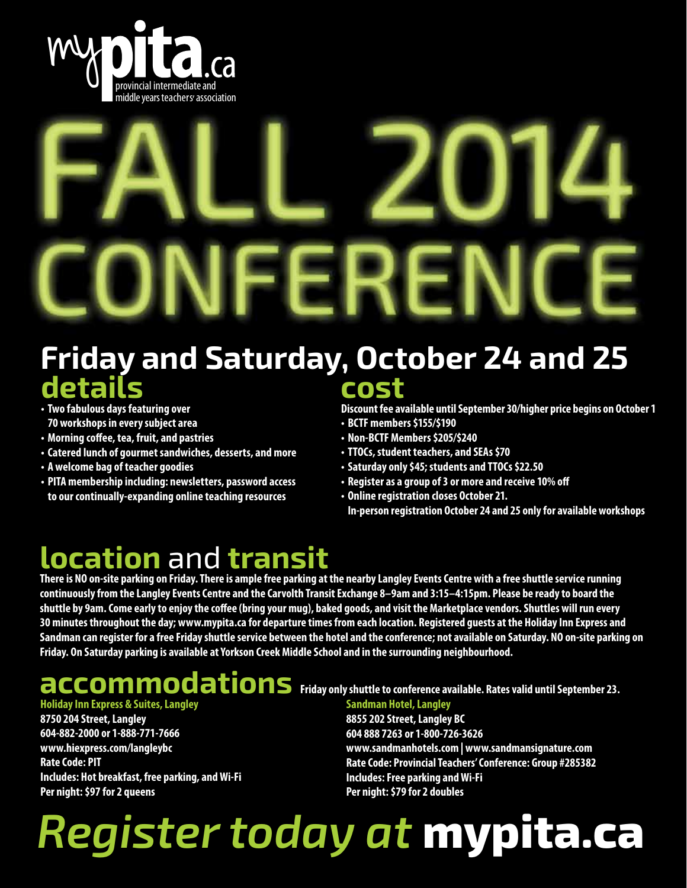mypita.ca
provincial intermediate and middle years teachers' association

# FALL 2014 CONFERENCE

## Friday and Saturday, October 24 and 25

## details

- Two fabulous days featuring over 70 workshops in every subject area
- Morning coffee, tea, fruit, and pastries
- Catered lunch of gourmet sandwiches, desserts, and more
- A welcome bag of teacher goodies
- PITA membership including: newsletters, password access to our continually-expanding online teaching resources

## cost

Discount fee available until September 30/higher price begins on October 1

- BCTF members $155/$190
- Non-BCTF Members $205/$240
- TTOCs, student teachers, and SEAs $70
- Saturday only $45; students and TTOCs $22.50
- Register as a group of 3 or more and receive 10% off
- Online registration closes October 21.
  In-person registration October 24 and 25 only for available workshops

## location and transit

There is NO on-site parking on Friday. There is ample free parking at the nearby Langley Events Centre with a free shuttle service running continuously from the Langley Events Centre and the Carvolth Transit Exchange 8–9am and 3:15–4:15pm. Please be ready to board the shuttle by 9am. Come early to enjoy the coffee (bring your mug), baked goods, and visit the Marketplace vendors. Shuttles will run every 30 minutes throughout the day; www.mypita.ca for departure times from each location. Registered guests at the Holiday Inn Express and Sandman can register for a free Friday shuttle service between the hotel and the conference; not available on Saturday. NO on-site parking on Friday. On Saturday parking is available at Yorkson Creek Middle School and in the surrounding neighbourhood.

## accommodations

Friday only shuttle to conference available. Rates valid until September 23.

**Holiday Inn Express & Suites, Langley**
8750 204 Street, Langley
604-882-2000 or 1-888-771-7666
www.hiexpress.com/langleybc
Rate Code: PIT
Includes: Hot breakfast, free parking, and Wi-Fi
Per night: $97 for 2 queens

**Sandman Hotel, Langley**
8855 202 Street, Langley BC
604 888 7263 or 1-800-726-3626
www.sandmanhotels.com | www.sandmansignature.com
Rate Code: Provincial Teachers' Conference: Group #285382
Includes: Free parking and Wi-Fi
Per night: $79 for 2 doubles

# *Register today at* mypita.ca